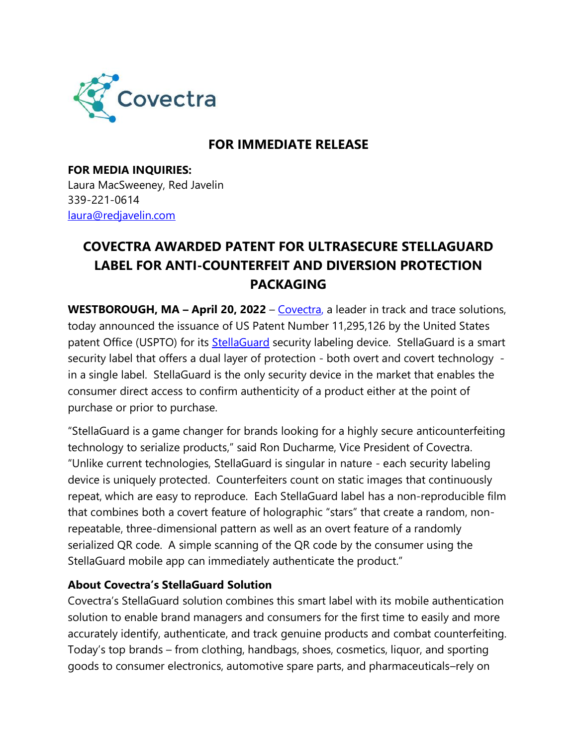Covectra

## FOR IMMEDIATE RELEASE

**FOR MEDIA INQUIRIES:**
Laura MacSweeney, Red Javelin
339-221-0614
laura@redjavelin.com

# COVECTRA AWARDED PATENT FOR ULTRASECURE STELLAGUARD LABEL FOR ANTI-COUNTERFEIT AND DIVERSION PROTECTION PACKAGING

**WESTBOROUGH, MA – April 20, 2022** – Covectra, a leader in track and trace solutions, today announced the issuance of US Patent Number 11,295,126 by the United States patent Office (USPTO) for its StellaGuard security labeling device. StellaGuard is a smart security label that offers a dual layer of protection - both overt and covert technology - in a single label. StellaGuard is the only security device in the market that enables the consumer direct access to confirm authenticity of a product either at the point of purchase or prior to purchase.

"StellaGuard is a game changer for brands looking for a highly secure anticounterfeiting technology to serialize products," said Ron Ducharme, Vice President of Covectra. "Unlike current technologies, StellaGuard is singular in nature - each security labeling device is uniquely protected. Counterfeiters count on static images that continuously repeat, which are easy to reproduce. Each StellaGuard label has a non-reproducible film that combines both a covert feature of holographic "stars" that create a random, non-repeatable, three-dimensional pattern as well as an overt feature of a randomly serialized QR code. A simple scanning of the QR code by the consumer using the StellaGuard mobile app can immediately authenticate the product."

**About Covectra's StellaGuard Solution**
Covectra's StellaGuard solution combines this smart label with its mobile authentication solution to enable brand managers and consumers for the first time to easily and more accurately identify, authenticate, and track genuine products and combat counterfeiting. Today's top brands – from clothing, handbags, shoes, cosmetics, liquor, and sporting goods to consumer electronics, automotive spare parts, and pharmaceuticals–rely on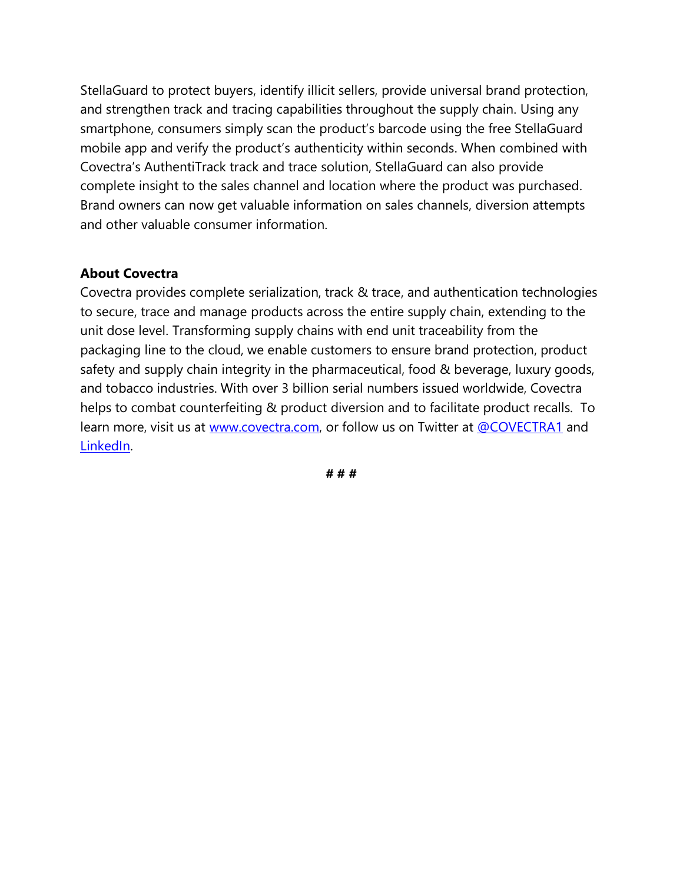StellaGuard to protect buyers, identify illicit sellers, provide universal brand protection, and strengthen track and tracing capabilities throughout the supply chain. Using any smartphone, consumers simply scan the product's barcode using the free StellaGuard mobile app and verify the product's authenticity within seconds. When combined with Covectra's AuthentiTrack track and trace solution, StellaGuard can also provide complete insight to the sales channel and location where the product was purchased. Brand owners can now get valuable information on sales channels, diversion attempts and other valuable consumer information.

**About Covectra**

Covectra provides complete serialization, track & trace, and authentication technologies to secure, trace and manage products across the entire supply chain, extending to the unit dose level. Transforming supply chains with end unit traceability from the packaging line to the cloud, we enable customers to ensure brand protection, product safety and supply chain integrity in the pharmaceutical, food & beverage, luxury goods, and tobacco industries. With over 3 billion serial numbers issued worldwide, Covectra helps to combat counterfeiting & product diversion and to facilitate product recalls. To learn more, visit us at www.covectra.com, or follow us on Twitter at @COVECTRA1 and LinkedIn.

**# # #**